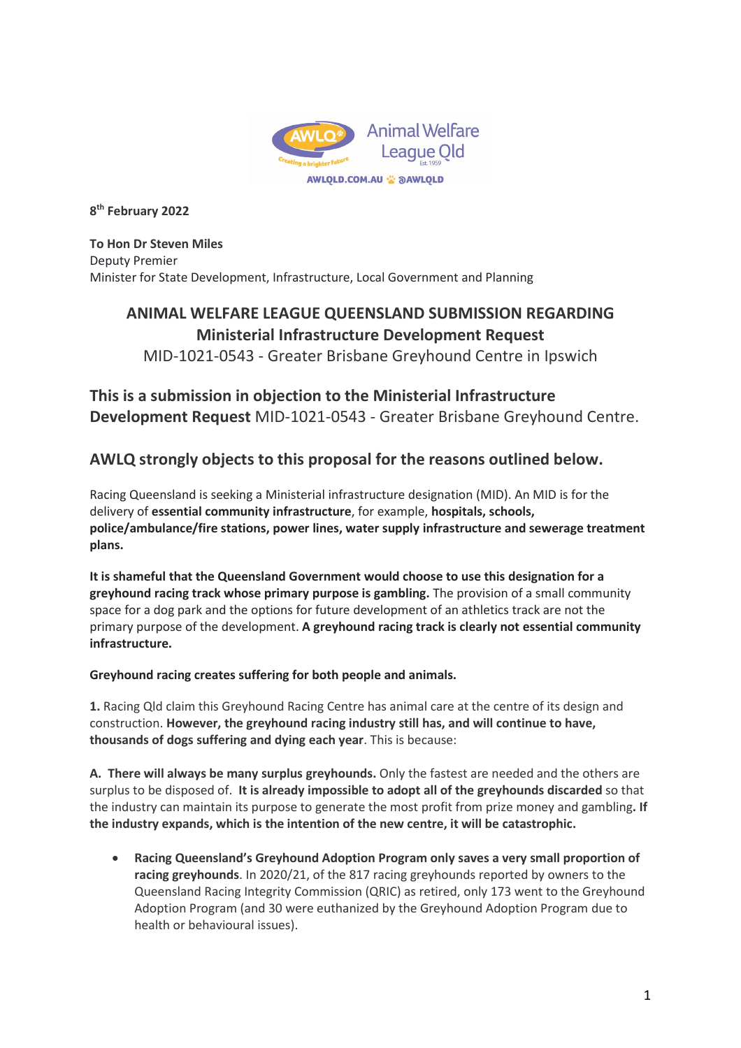8th February 2022

**To Hon Dr Steven Miles**
Deputy Premier
Minister for State Development, Infrastructure, Local Government and Planning

# ANIMAL WELFARE LEAGUE QUEENSLAND SUBMISSION REGARDING Ministerial Infrastructure Development Request

MID-1021-0543 - Greater Brisbane Greyhound Centre in Ipswich

## This is a submission in objection to the Ministerial Infrastructure Development Request MID-1021-0543 - Greater Brisbane Greyhound Centre.

## AWLQ strongly objects to this proposal for the reasons outlined below.

Racing Queensland is seeking a Ministerial infrastructure designation (MID). An MID is for the delivery of **essential community infrastructure**, for example, **hospitals, schools, police/ambulance/fire stations, power lines, water supply infrastructure and sewerage treatment plans.**

**It is shameful that the Queensland Government would choose to use this designation for a greyhound racing track whose primary purpose is gambling.** The provision of a small community space for a dog park and the options for future development of an athletics track are not the primary purpose of the development. **A greyhound racing track is clearly not essential community infrastructure.**

**Greyhound racing creates suffering for both people and animals.**

**1.** Racing Qld claim this Greyhound Racing Centre has animal care at the centre of its design and construction. **However, the greyhound racing industry still has, and will continue to have, thousands of dogs suffering and dying each year**. This is because:

**A. There will always be many surplus greyhounds.** Only the fastest are needed and the others are surplus to be disposed of. **It is already impossible to adopt all of the greyhounds discarded** so that the industry can maintain its purpose to generate the most profit from prize money and gambling**. If the industry expands, which is the intention of the new centre, it will be catastrophic.**

- **Racing Queensland's Greyhound Adoption Program only saves a very small proportion of racing greyhounds**. In 2020/21, of the 817 racing greyhounds reported by owners to the Queensland Racing Integrity Commission (QRIC) as retired, only 173 went to the Greyhound Adoption Program (and 30 were euthanized by the Greyhound Adoption Program due to health or behavioural issues).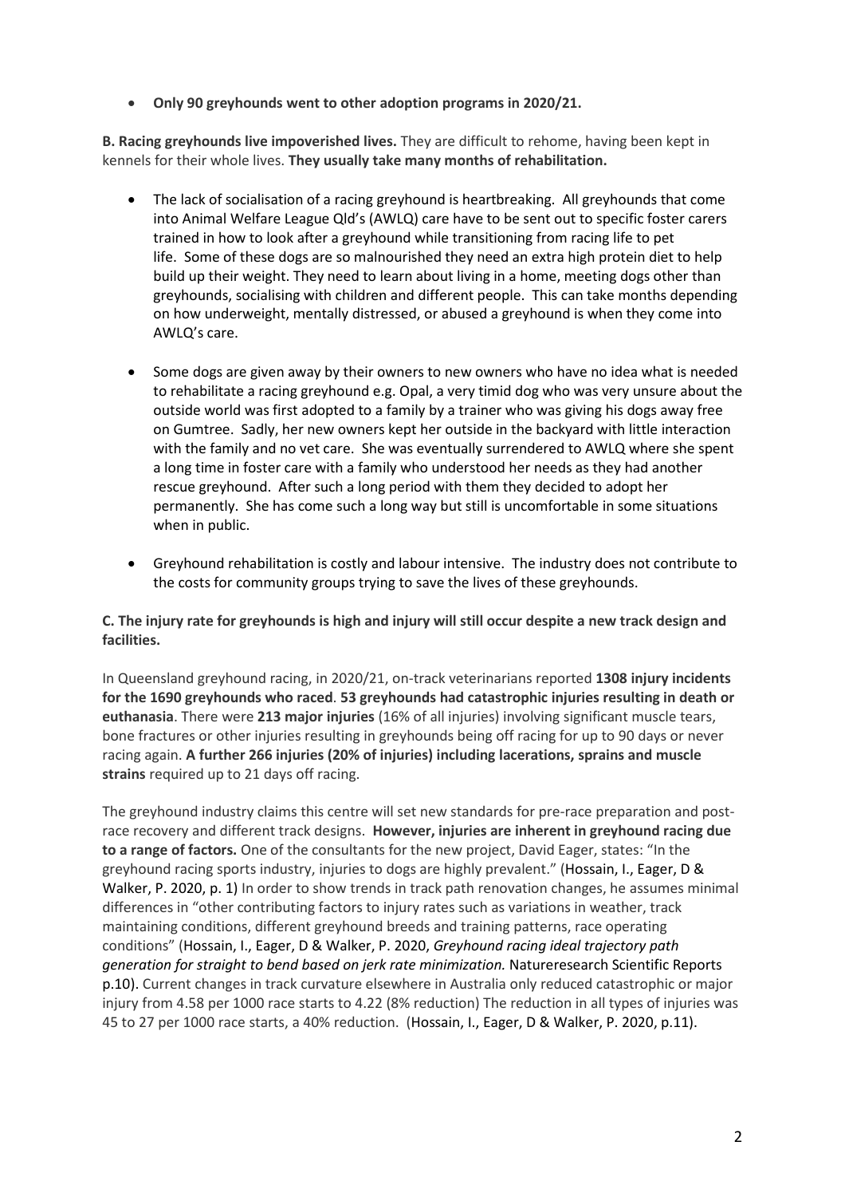- **Only 90 greyhounds went to other adoption programs in 2020/21.**

**B. Racing greyhounds live impoverished lives.** They are difficult to rehome, having been kept in kennels for their whole lives. **They usually take many months of rehabilitation.**

- The lack of socialisation of a racing greyhound is heartbreaking. All greyhounds that come into Animal Welfare League Qld's (AWLQ) care have to be sent out to specific foster carers trained in how to look after a greyhound while transitioning from racing life to pet life. Some of these dogs are so malnourished they need an extra high protein diet to help build up their weight. They need to learn about living in a home, meeting dogs other than greyhounds, socialising with children and different people. This can take months depending on how underweight, mentally distressed, or abused a greyhound is when they come into AWLQ's care.

- Some dogs are given away by their owners to new owners who have no idea what is needed to rehabilitate a racing greyhound e.g. Opal, a very timid dog who was very unsure about the outside world was first adopted to a family by a trainer who was giving his dogs away free on Gumtree. Sadly, her new owners kept her outside in the backyard with little interaction with the family and no vet care. She was eventually surrendered to AWLQ where she spent a long time in foster care with a family who understood her needs as they had another rescue greyhound. After such a long period with them they decided to adopt her permanently. She has come such a long way but still is uncomfortable in some situations when in public.

- Greyhound rehabilitation is costly and labour intensive. The industry does not contribute to the costs for community groups trying to save the lives of these greyhounds.

**C. The injury rate for greyhounds is high and injury will still occur despite a new track design and facilities.**

In Queensland greyhound racing, in 2020/21, on-track veterinarians reported **1308 injury incidents for the 1690 greyhounds who raced**. **53 greyhounds had catastrophic injuries resulting in death or euthanasia**. There were **213 major injuries** (16% of all injuries) involving significant muscle tears, bone fractures or other injuries resulting in greyhounds being off racing for up to 90 days or never racing again. **A further 266 injuries (20% of injuries) including lacerations, sprains and muscle strains** required up to 21 days off racing.

The greyhound industry claims this centre will set new standards for pre-race preparation and post-race recovery and different track designs. **However, injuries are inherent in greyhound racing due to a range of factors.** One of the consultants for the new project, David Eager, states: "In the greyhound racing sports industry, injuries to dogs are highly prevalent." (Hossain, I., Eager, D & Walker, P. 2020, p. 1) In order to show trends in track path renovation changes, he assumes minimal differences in "other contributing factors to injury rates such as variations in weather, track maintaining conditions, different greyhound breeds and training patterns, race operating conditions" (Hossain, I., Eager, D & Walker, P. 2020, *Greyhound racing ideal trajectory path generation for straight to bend based on jerk rate minimization.* Natureresearch Scientific Reports p.10). Current changes in track curvature elsewhere in Australia only reduced catastrophic or major injury from 4.58 per 1000 race starts to 4.22 (8% reduction) The reduction in all types of injuries was 45 to 27 per 1000 race starts, a 40% reduction. (Hossain, I., Eager, D & Walker, P. 2020, p.11).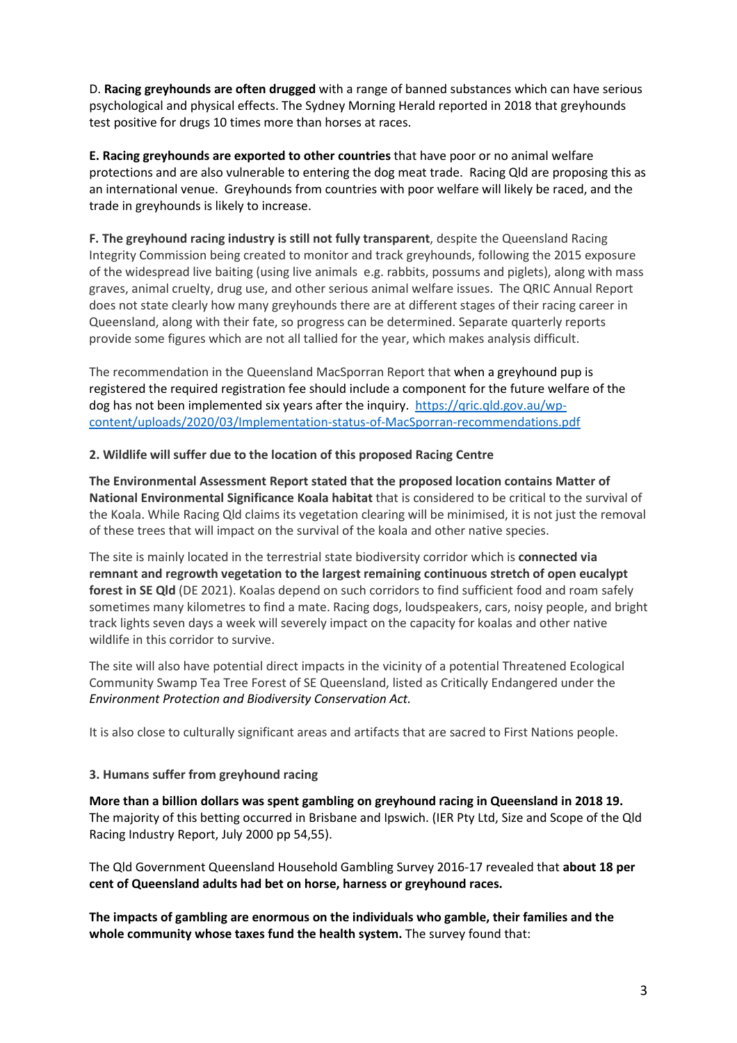D. **Racing greyhounds are often drugged** with a range of banned substances which can have serious psychological and physical effects. The Sydney Morning Herald reported in 2018 that greyhounds test positive for drugs 10 times more than horses at races.

**E. Racing greyhounds are exported to other countries** that have poor or no animal welfare protections and are also vulnerable to entering the dog meat trade. Racing Qld are proposing this as an international venue. Greyhounds from countries with poor welfare will likely be raced, and the trade in greyhounds is likely to increase.

**F. The greyhound racing industry is still not fully transparent**, despite the Queensland Racing Integrity Commission being created to monitor and track greyhounds, following the 2015 exposure of the widespread live baiting (using live animals e.g. rabbits, possums and piglets), along with mass graves, animal cruelty, drug use, and other serious animal welfare issues. The QRIC Annual Report does not state clearly how many greyhounds there are at different stages of their racing career in Queensland, along with their fate, so progress can be determined. Separate quarterly reports provide some figures which are not all tallied for the year, which makes analysis difficult.

The recommendation in the Queensland MacSporran Report that when a greyhound pup is registered the required registration fee should include a component for the future welfare of the dog has not been implemented six years after the inquiry. [https://qric.qld.gov.au/wp-content/uploads/2020/03/Implementation-status-of-MacSporran-recommendations.pdf](https://qric.qld.gov.au/wp-content/uploads/2020/03/Implementation-status-of-MacSporran-recommendations.pdf)

**2. Wildlife will suffer due to the location of this proposed Racing Centre**

**The Environmental Assessment Report stated that the proposed location contains Matter of National Environmental Significance Koala habitat** that is considered to be critical to the survival of the Koala. While Racing Qld claims its vegetation clearing will be minimised, it is not just the removal of these trees that will impact on the survival of the koala and other native species.

The site is mainly located in the terrestrial state biodiversity corridor which is **connected via remnant and regrowth vegetation to the largest remaining continuous stretch of open eucalypt forest in SE Qld** (DE 2021). Koalas depend on such corridors to find sufficient food and roam safely sometimes many kilometres to find a mate. Racing dogs, loudspeakers, cars, noisy people, and bright track lights seven days a week will severely impact on the capacity for koalas and other native wildlife in this corridor to survive.

The site will also have potential direct impacts in the vicinity of a potential Threatened Ecological Community Swamp Tea Tree Forest of SE Queensland, listed as Critically Endangered under the *Environment Protection and Biodiversity Conservation Act.*

It is also close to culturally significant areas and artifacts that are sacred to First Nations people.

**3. Humans suffer from greyhound racing**

**More than a billion dollars was spent gambling on greyhound racing in Queensland in 2018 19.** The majority of this betting occurred in Brisbane and Ipswich. (IER Pty Ltd, Size and Scope of the Qld Racing Industry Report, July 2000 pp 54,55).

The Qld Government Queensland Household Gambling Survey 2016-17 revealed that **about 18 per cent of Queensland adults had bet on horse, harness or greyhound races.**

**The impacts of gambling are enormous on the individuals who gamble, their families and the whole community whose taxes fund the health system.** The survey found that: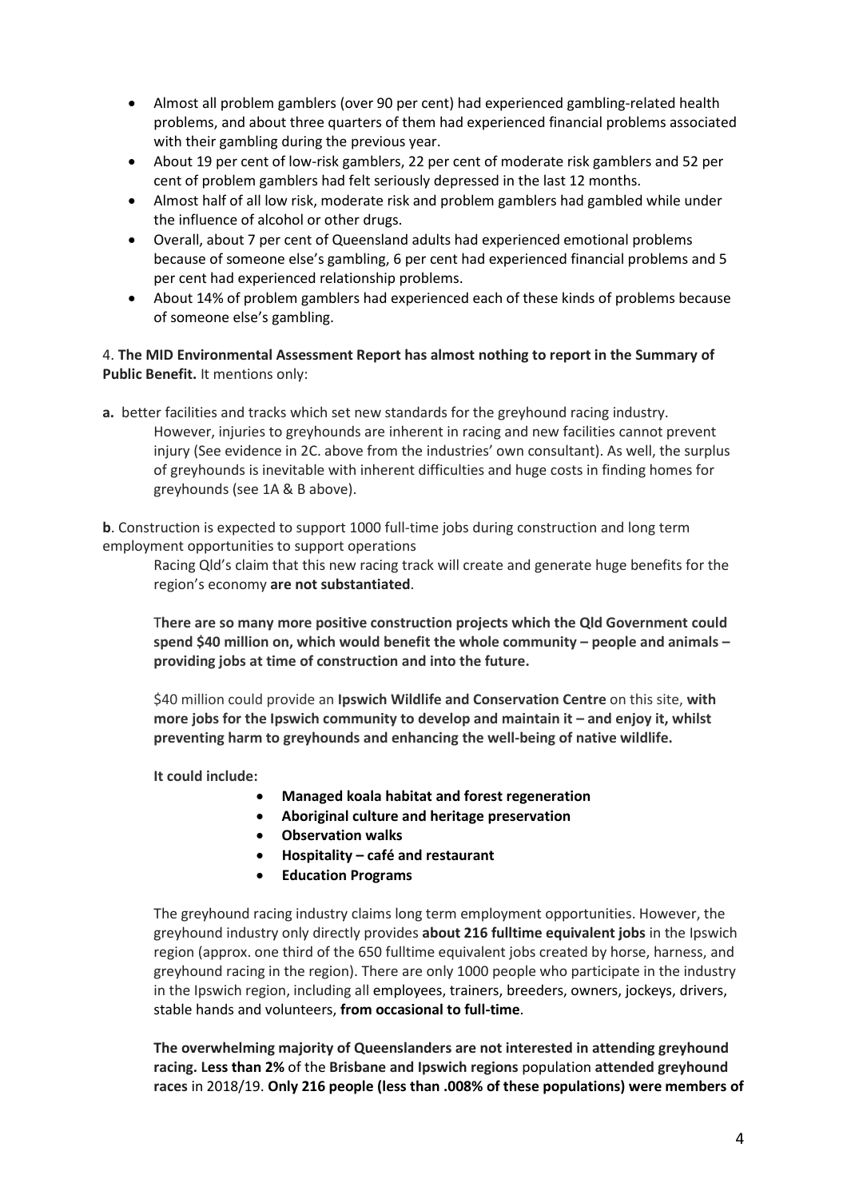- Almost all problem gamblers (over 90 per cent) had experienced gambling-related health problems, and about three quarters of them had experienced financial problems associated with their gambling during the previous year.
- About 19 per cent of low-risk gamblers, 22 per cent of moderate risk gamblers and 52 per cent of problem gamblers had felt seriously depressed in the last 12 months.
- Almost half of all low risk, moderate risk and problem gamblers had gambled while under the influence of alcohol or other drugs.
- Overall, about 7 per cent of Queensland adults had experienced emotional problems because of someone else's gambling, 6 per cent had experienced financial problems and 5 per cent had experienced relationship problems.
- About 14% of problem gamblers had experienced each of these kinds of problems because of someone else's gambling.

4. **The MID Environmental Assessment Report has almost nothing to report in the Summary of Public Benefit.** It mentions only:

**a.** better facilities and tracks which set new standards for the greyhound racing industry.

However, injuries to greyhounds are inherent in racing and new facilities cannot prevent injury (See evidence in 2C. above from the industries' own consultant). As well, the surplus of greyhounds is inevitable with inherent difficulties and huge costs in finding homes for greyhounds (see 1A & B above).

**b**. Construction is expected to support 1000 full-time jobs during construction and long term employment opportunities to support operations

Racing Qld's claim that this new racing track will create and generate huge benefits for the region's economy **are not substantiated**.

T**here are so many more positive construction projects which the Qld Government could spend $40 million on, which would benefit the whole community – people and animals – providing jobs at time of construction and into the future.**

$40 million could provide an **Ipswich Wildlife and Conservation Centre** on this site, **with more jobs for the Ipswich community to develop and maintain it – and enjoy it, whilst preventing harm to greyhounds and enhancing the well-being of native wildlife.**

**It could include:**

- **Managed koala habitat and forest regeneration**
- **Aboriginal culture and heritage preservation**
- **Observation walks**
- **Hospitality – café and restaurant**
- **Education Programs**

The greyhound racing industry claims long term employment opportunities. However, the greyhound industry only directly provides **about 216 fulltime equivalent jobs** in the Ipswich region (approx. one third of the 650 fulltime equivalent jobs created by horse, harness, and greyhound racing in the region). There are only 1000 people who participate in the industry in the Ipswich region, including all employees, trainers, breeders, owners, jockeys, drivers, stable hands and volunteers, **from occasional to full-time**.

**The overwhelming majority of Queenslanders are not interested in attending greyhound racing. Less than 2%** of the **Brisbane and Ipswich regions** population **attended greyhound races** in 2018/19. **Only 216 people (less than .008% of these populations) were members of**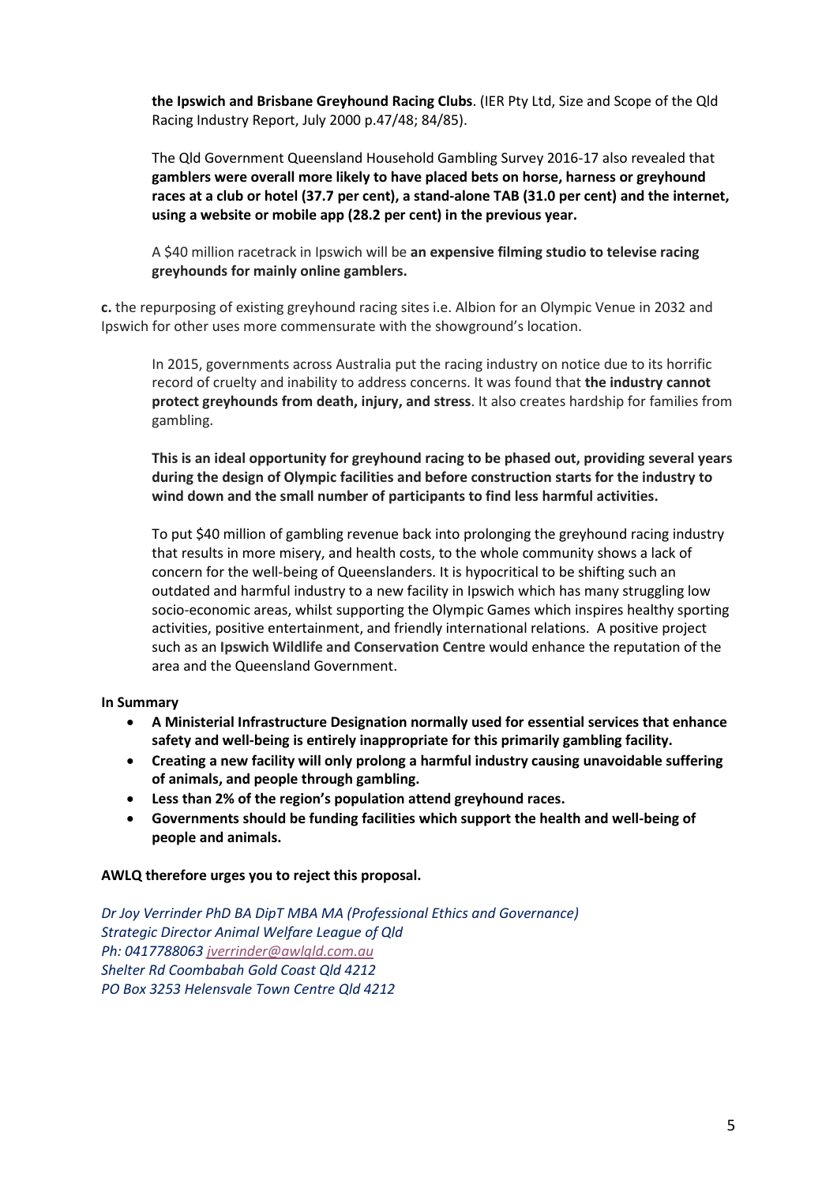**the Ipswich and Brisbane Greyhound Racing Clubs**. (IER Pty Ltd, Size and Scope of the Qld Racing Industry Report, July 2000 p.47/48; 84/85).

The Qld Government Queensland Household Gambling Survey 2016-17 also revealed that **gamblers were overall more likely to have placed bets on horse, harness or greyhound races at a club or hotel (37.7 per cent), a stand-alone TAB (31.0 per cent) and the internet, using a website or mobile app (28.2 per cent) in the previous year.**

A $40 million racetrack in Ipswich will be **an expensive filming studio to televise racing greyhounds for mainly online gamblers.**

**c.** the repurposing of existing greyhound racing sites i.e. Albion for an Olympic Venue in 2032 and Ipswich for other uses more commensurate with the showground's location.

In 2015, governments across Australia put the racing industry on notice due to its horrific record of cruelty and inability to address concerns. It was found that **the industry cannot protect greyhounds from death, injury, and stress**. It also creates hardship for families from gambling.

**This is an ideal opportunity for greyhound racing to be phased out, providing several years during the design of Olympic facilities and before construction starts for the industry to wind down and the small number of participants to find less harmful activities.**

To put $40 million of gambling revenue back into prolonging the greyhound racing industry that results in more misery, and health costs, to the whole community shows a lack of concern for the well-being of Queenslanders. It is hypocritical to be shifting such an outdated and harmful industry to a new facility in Ipswich which has many struggling low socio-economic areas, whilst supporting the Olympic Games which inspires healthy sporting activities, positive entertainment, and friendly international relations. A positive project such as an **Ipswich Wildlife and Conservation Centre** would enhance the reputation of the area and the Queensland Government.

**In Summary**

- **A Ministerial Infrastructure Designation normally used for essential services that enhance safety and well-being is entirely inappropriate for this primarily gambling facility.**
- **Creating a new facility will only prolong a harmful industry causing unavoidable suffering of animals, and people through gambling.**
- **Less than 2% of the region's population attend greyhound races.**
- **Governments should be funding facilities which support the health and well-being of people and animals.**

**AWLQ therefore urges you to reject this proposal.**

*Dr Joy Verrinder PhD BA DipT MBA MA (Professional Ethics and Governance)*
*Strategic Director Animal Welfare League of Qld*
*Ph: 0417788063 jverrinder@awlqld.com.au*
*Shelter Rd Coombabah Gold Coast Qld 4212*
*PO Box 3253 Helensvale Town Centre Qld 4212*